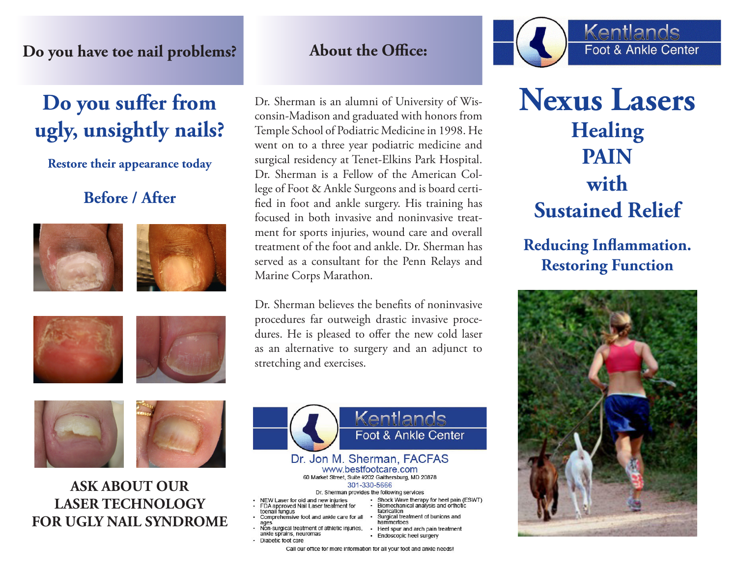## Do you have toe nail problems?

# Do you suffer from ugly, unsightly nails?

**Restore their appearance today**

### Before / After

**ASK ABOUT OUR LASER TECHNOLOGY FOR UGLY NAIL SYNDROME**

## About the Office:

Dr. Sherman is an alumni of University of Wisconsin-Madison and graduated with honors from Temple School of Podiatric Medicine in 1998. He went on to a three year podiatric medicine and surgical residency at Tenet-Elkins Park Hospital. Dr. Sherman is a Fellow of the American College of Foot & Ankle Surgeons and is board certified in foot and ankle surgery. His training has focused in both invasive and noninvasive treatment for sports injuries, wound care and overall treatment of the foot and ankle. Dr. Sherman has served as a consultant for the Penn Relays and Marine Corps Marathon.

Dr. Sherman believes the benefits of noninvasive procedures far outweigh drastic invasive procedures. He is pleased to offer the new cold laser as an alternative to surgery and an adjunct to stretching and exercises.

**Kentlands Foot & Ankle Center**

Dr. Jon M. Sherman, FACFAS
www.bestfootcare.com
60 Market Street, Suite #202 Gaithersburg, MD 20878
301-330-5666

Dr. Sherman provides the following services

- NEW Laser for old and new injuries
- FDA approved Nail Laser treatment for toenail fungus
- Comprehensive foot and ankle care for all ages
- Non-surgical treatment of athletic injuries, ankle sprains, neuromas
- Diabetic foot care
- Shock Wave therapy for heel pain (ESWT)
- Biomechanical analysis and orthotic fabrication
- Surgical treatment of bunions and hammertoes
- Heel spur and arch pain treatment
- Endoscopic heel surgery

Call our office for more information for all your foot and ankle needs!

**Kentlands Foot & Ankle Center**

# Nexus Lasers

## Healing PAIN with Sustained Relief

### Reducing Inflammation. Restoring Function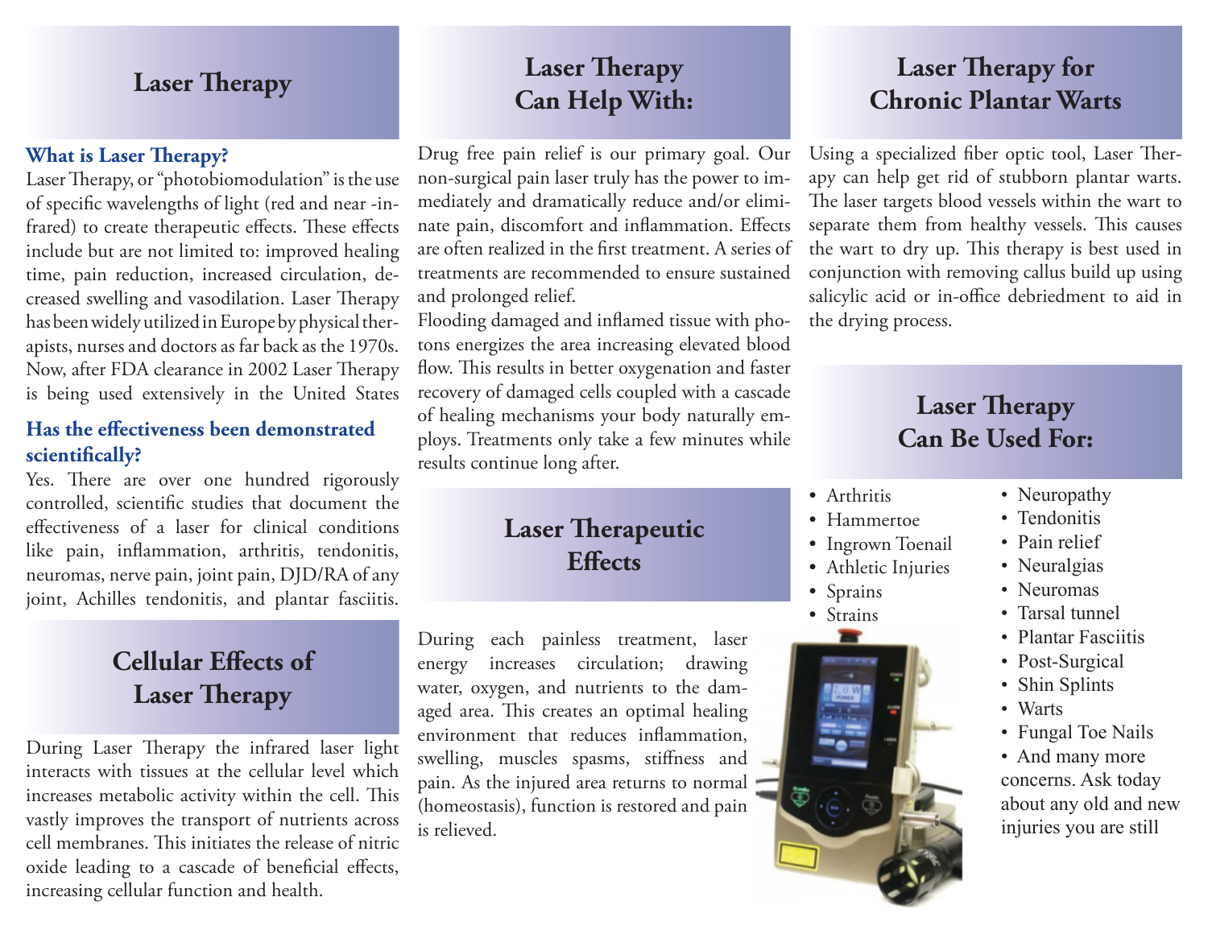## Laser Therapy

### What is Laser Therapy?

Laser Therapy, or "photobiomodulation" is the use of specific wavelengths of light (red and near -infrared) to create therapeutic effects. These effects include but are not limited to: improved healing time, pain reduction, increased circulation, decreased swelling and vasodilation. Laser Therapy has been widely utilized in Europe by physical therapists, nurses and doctors as far back as the 1970s. Now, after FDA clearance in 2002 Laser Therapy is being used extensively in the United States

### Has the effectiveness been demonstrated scientifically?

Yes. There are over one hundred rigorously controlled, scientific studies that document the effectiveness of a laser for clinical conditions like pain, inflammation, arthritis, tendonitis, neuromas, nerve pain, joint pain, DJD/RA of any joint, Achilles tendonitis, and plantar fasciitis.

## Cellular Effects of Laser Therapy

During Laser Therapy the infrared laser light interacts with tissues at the cellular level which increases metabolic activity within the cell. This vastly improves the transport of nutrients across cell membranes. This initiates the release of nitric oxide leading to a cascade of beneficial effects, increasing cellular function and health.

## Laser Therapy Can Help With:

Drug free pain relief is our primary goal. Our non-surgical pain laser truly has the power to immediately and dramatically reduce and/or eliminate pain, discomfort and inflammation. Effects are often realized in the first treatment. A series of treatments are recommended to ensure sustained and prolonged relief.

Flooding damaged and inflamed tissue with photons energizes the area increasing elevated blood flow. This results in better oxygenation and faster recovery of damaged cells coupled with a cascade of healing mechanisms your body naturally employs. Treatments only take a few minutes while results continue long after.

## Laser Therapeutic Effects

During each painless treatment, laser energy increases circulation; drawing water, oxygen, and nutrients to the damaged area. This creates an optimal healing environment that reduces inflammation, swelling, muscles spasms, stiffness and pain. As the injured area returns to normal (homeostasis), function is restored and pain is relieved.

## Laser Therapy for Chronic Plantar Warts

Using a specialized fiber optic tool, Laser Therapy can help get rid of stubborn plantar warts. The laser targets blood vessels within the wart to separate them from healthy vessels. This causes the wart to dry up. This therapy is best used in conjunction with removing callus build up using salicylic acid or in-office debriedment to aid in the drying process.

## Laser Therapy Can Be Used For:

- Arthritis
- Hammertoe
- Ingrown Toenail
- Athletic Injuries
- Sprains
- Strains
- Neuropathy
- Tendonitis
- Pain relief
- Neuralgias
- Neuromas
- Tarsal tunnel
- Plantar Fasciitis
- Post-Surgical
- Shin Splints
- Warts
- Fungal Toe Nails
- And many more concerns. Ask today about any old and new injuries you are still